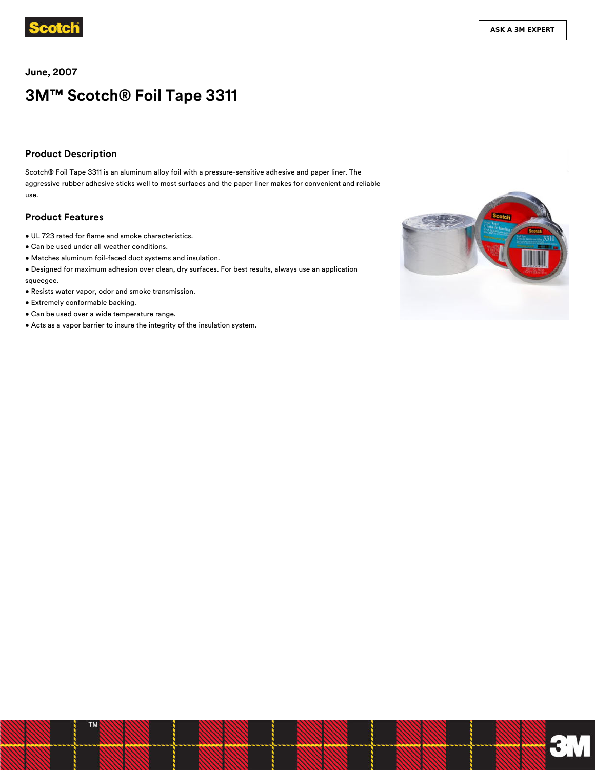June, 2007

# 3M™ Scotch® Foil Tape 3311

## Product Description

Scotch® Foil Tape 3311 is an aluminum alloy foil with a pressure-sensitive adhesive and paper liner. The aggressive rubber adhesive sticks well to most surfaces and the paper liner makes for convenient and reliable use.

## Product Features

- UL 723 rated for flame and smoke characteristics.
- Can be used under all weather conditions.
- Matches aluminum foil-faced duct systems and insulation.
- Designed for maximum adhesion over clean, dry surfaces. For best results, always use an application squeegee.
- Resists water vapor, odor and smoke transmission.
- Extremely conformable backing.
- Can be used over a wide temperature range.
- Acts as a vapor barrier to insure the integrity of the insulation system.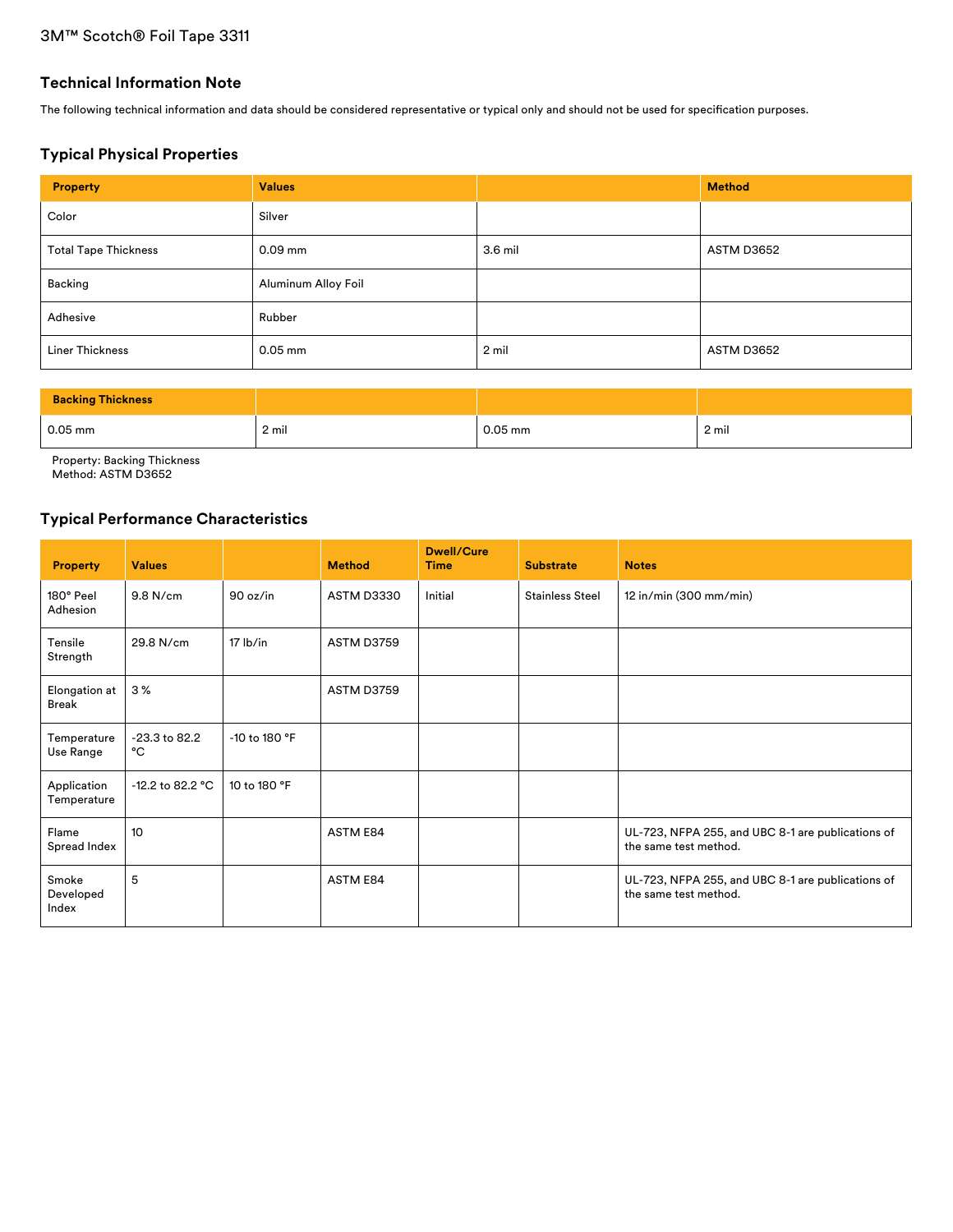3M™ Scotch® Foil Tape 3311

## Technical Information Note

The following technical information and data should be considered representative or typical only and should not be used for specification purposes.

## Typical Physical Properties

| Property | Values | | Method |
|---|---|---|---|
| Color | Silver | | |
| Total Tape Thickness | 0.09 mm | 3.6 mil | ASTM D3652 |
| Backing | Aluminum Alloy Foil | | |
| Adhesive | Rubber | | |
| Liner Thickness | 0.05 mm | 2 mil | ASTM D3652 |

| Backing Thickness | | | |
|---|---|---|---|
| 0.05 mm | 2 mil | 0.05 mm | 2 mil |

Property: Backing Thickness
Method: ASTM D3652

## Typical Performance Characteristics

| Property | Values | | Method | Dwell/Cure Time | Substrate | Notes |
|---|---|---|---|---|---|---|
| 180° Peel Adhesion | 9.8 N/cm | 90 oz/in | ASTM D3330 | Initial | Stainless Steel | 12 in/min (300 mm/min) |
| Tensile Strength | 29.8 N/cm | 17 lb/in | ASTM D3759 | | | |
| Elongation at Break | 3 % | | ASTM D3759 | | | |
| Temperature Use Range | -23.3 to 82.2 °C | -10 to 180 °F | | | | |
| Application Temperature | -12.2 to 82.2 °C | 10 to 180 °F | | | | |
| Flame Spread Index | 10 | | ASTM E84 | | | UL-723, NFPA 255, and UBC 8-1 are publications of the same test method. |
| Smoke Developed Index | 5 | | ASTM E84 | | | UL-723, NFPA 255, and UBC 8-1 are publications of the same test method. |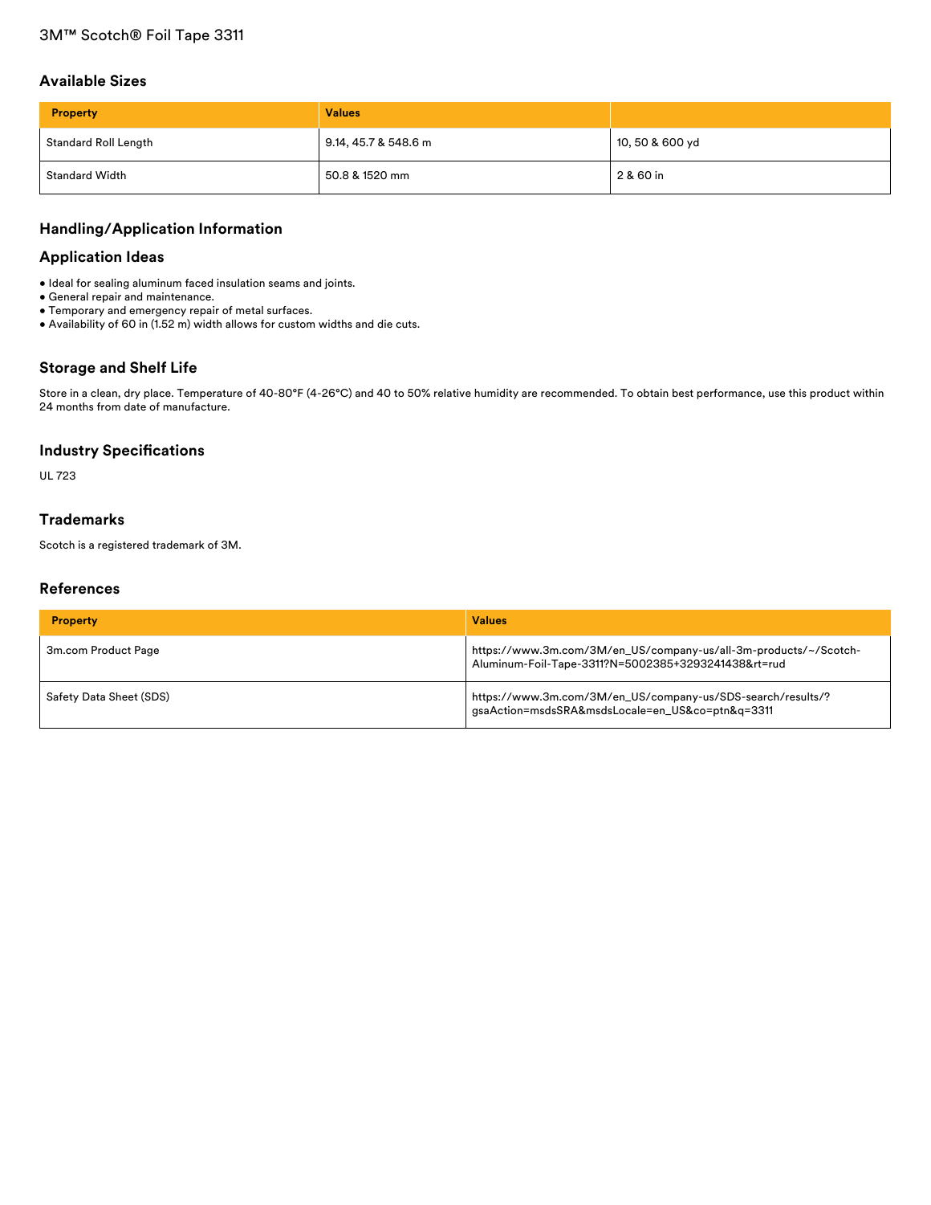# 3M™ Scotch® Foil Tape 3311

## Available Sizes

| Property | Values | |
|---|---|---|
| Standard Roll Length | 9.14, 45.7 & 548.6 m | 10, 50 & 600 yd |
| Standard Width | 50.8 & 1520 mm | 2 & 60 in |

## Handling/Application Information

## Application Ideas

- Ideal for sealing aluminum faced insulation seams and joints.
- General repair and maintenance.
- Temporary and emergency repair of metal surfaces.
- Availability of 60 in (1.52 m) width allows for custom widths and die cuts.

## Storage and Shelf Life

Store in a clean, dry place. Temperature of 40-80°F (4-26°C) and 40 to 50% relative humidity are recommended. To obtain best performance, use this product within 24 months from date of manufacture.

## Industry Specifications

UL 723

## Trademarks

Scotch is a registered trademark of 3M.

## References

| Property | Values |
|---|---|
| 3m.com Product Page | https://www.3m.com/3M/en_US/company-us/all-3m-products/~/Scotch-Aluminum-Foil-Tape-3311?N=5002385+3293241438&rt=rud |
| Safety Data Sheet (SDS) | https://www.3m.com/3M/en_US/company-us/SDS-search/results/?gsaAction=msdsSRA&msdsLocale=en_US&co=ptn&q=3311 |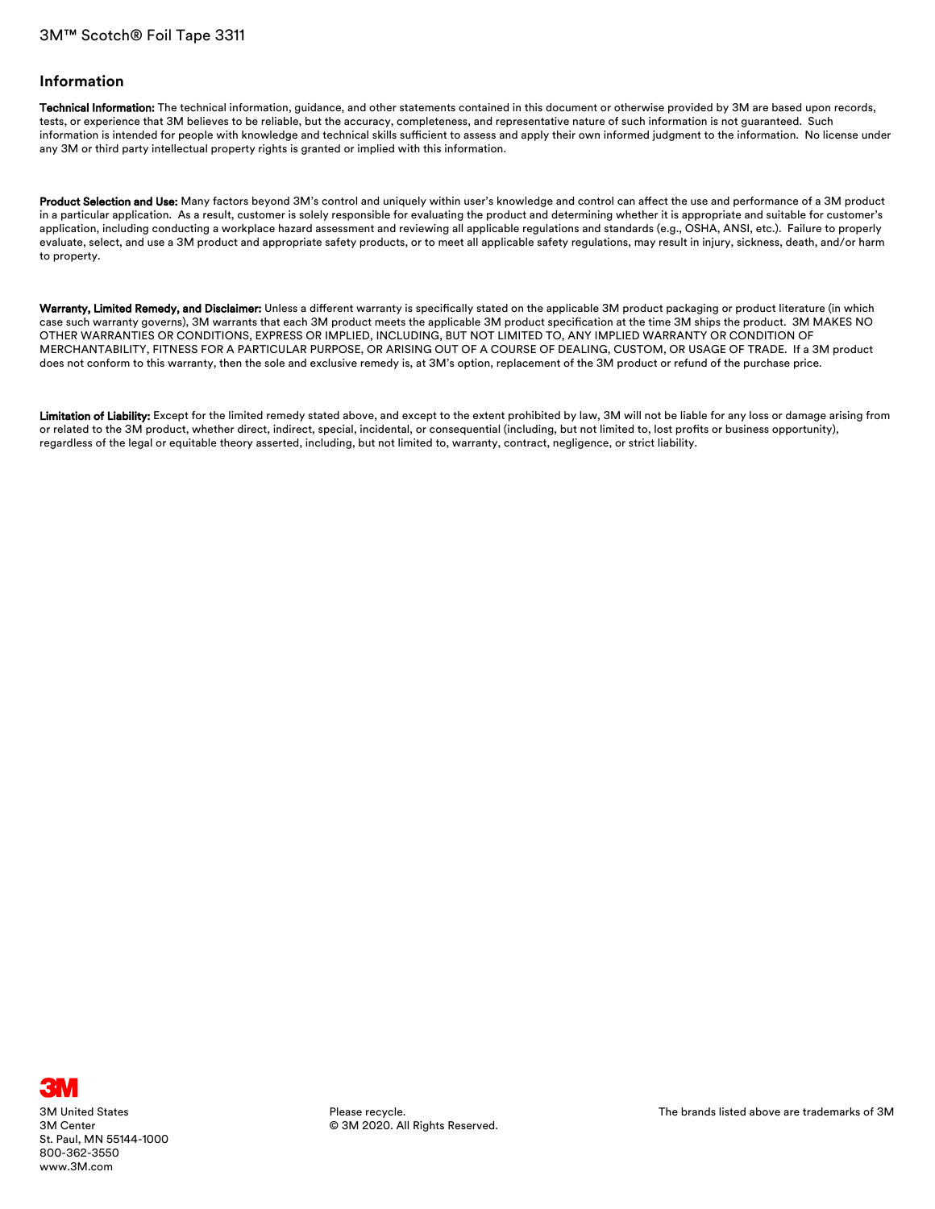## Information

**Technical Information:** The technical information, guidance, and other statements contained in this document or otherwise provided by 3M are based upon records, tests, or experience that 3M believes to be reliable, but the accuracy, completeness, and representative nature of such information is not guaranteed. Such information is intended for people with knowledge and technical skills sufficient to assess and apply their own informed judgment to the information. No license under any 3M or third party intellectual property rights is granted or implied with this information.

**Product Selection and Use:** Many factors beyond 3M's control and uniquely within user's knowledge and control can affect the use and performance of a 3M product in a particular application. As a result, customer is solely responsible for evaluating the product and determining whether it is appropriate and suitable for customer's application, including conducting a workplace hazard assessment and reviewing all applicable regulations and standards (e.g., OSHA, ANSI, etc.). Failure to properly evaluate, select, and use a 3M product and appropriate safety products, or to meet all applicable safety regulations, may result in injury, sickness, death, and/or harm to property.

**Warranty, Limited Remedy, and Disclaimer:** Unless a different warranty is specifically stated on the applicable 3M product packaging or product literature (in which case such warranty governs), 3M warrants that each 3M product meets the applicable 3M product specification at the time 3M ships the product. 3M MAKES NO OTHER WARRANTIES OR CONDITIONS, EXPRESS OR IMPLIED, INCLUDING, BUT NOT LIMITED TO, ANY IMPLIED WARRANTY OR CONDITION OF MERCHANTABILITY, FITNESS FOR A PARTICULAR PURPOSE, OR ARISING OUT OF A COURSE OF DEALING, CUSTOM, OR USAGE OF TRADE. If a 3M product does not conform to this warranty, then the sole and exclusive remedy is, at 3M's option, replacement of the 3M product or refund of the purchase price.

**Limitation of Liability:** Except for the limited remedy stated above, and except to the extent prohibited by law, 3M will not be liable for any loss or damage arising from or related to the 3M product, whether direct, indirect, special, incidental, or consequential (including, but not limited to, lost profits or business opportunity), regardless of the legal or equitable theory asserted, including, but not limited to, warranty, contract, negligence, or strict liability.

3M United States
3M Center
St. Paul, MN 55144-1000
800-362-3550
www.3M.com

Please recycle.
© 3M 2020. All Rights Reserved.

The brands listed above are trademarks of 3M